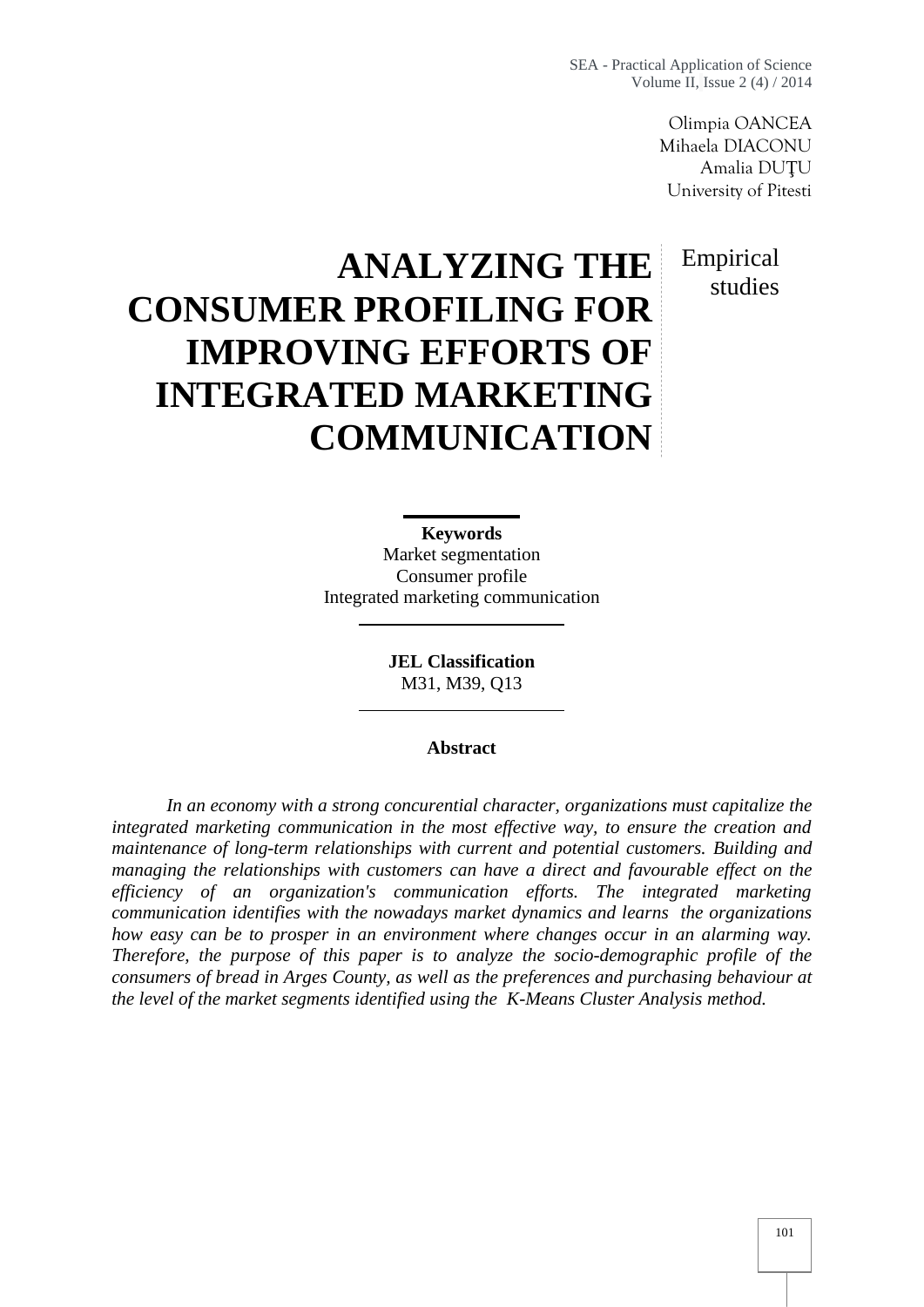Olimpia OANCEA
Mihaela DIACONU
Amalia DUŢU
University of Pitesti

Empirical studies

# ANALYZING THE CONSUMER PROFILING FOR IMPROVING EFFORTS OF INTEGRATED MARKETING COMMUNICATION

**Keywords**
Market segmentation
Consumer profile
Integrated marketing communication

**JEL Classification**
M31, M39, Q13

**Abstract**

*In an economy with a strong concurential character, organizations must capitalize the integrated marketing communication in the most effective way, to ensure the creation and maintenance of long-term relationships with current and potential customers. Building and managing the relationships with customers can have a direct and favourable effect on the efficiency of an organization's communication efforts. The integrated marketing communication identifies with the nowadays market dynamics and learns the organizations how easy can be to prosper in an environment where changes occur in an alarming way. Therefore, the purpose of this paper is to analyze the socio-demographic profile of the consumers of bread in Arges County, as well as the preferences and purchasing behaviour at the level of the market segments identified using the K-Means Cluster Analysis method.*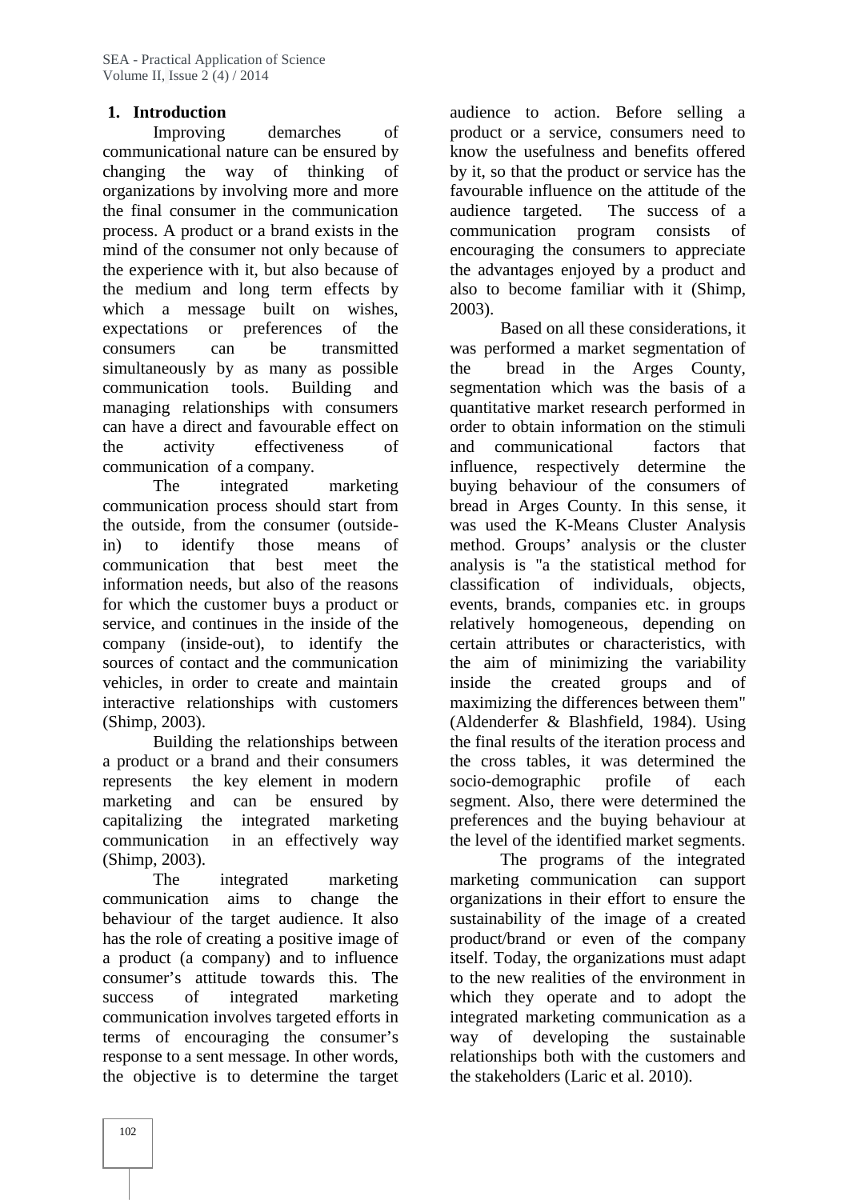## 1. Introduction

Improving demarches of communicational nature can be ensured by changing the way of thinking of organizations by involving more and more the final consumer in the communication process. A product or a brand exists in the mind of the consumer not only because of the experience with it, but also because of the medium and long term effects by which a message built on wishes, expectations or preferences of the consumers can be transmitted simultaneously by as many as possible communication tools. Building and managing relationships with consumers can have a direct and favourable effect on the activity effectiveness of communication of a company.

The integrated marketing communication process should start from the outside, from the consumer (outside-in) to identify those means of communication that best meet the information needs, but also of the reasons for which the customer buys a product or service, and continues in the inside of the company (inside-out), to identify the sources of contact and the communication vehicles, in order to create and maintain interactive relationships with customers (Shimp, 2003).

Building the relationships between a product or a brand and their consumers represents the key element in modern marketing and can be ensured by capitalizing the integrated marketing communication in an effectively way (Shimp, 2003).

The integrated marketing communication aims to change the behaviour of the target audience. It also has the role of creating a positive image of a product (a company) and to influence consumer's attitude towards this. The success of integrated marketing communication involves targeted efforts in terms of encouraging the consumer's response to a sent message. In other words, the objective is to determine the target audience to action. Before selling a product or a service, consumers need to know the usefulness and benefits offered by it, so that the product or service has the favourable influence on the attitude of the audience targeted. The success of a communication program consists of encouraging the consumers to appreciate the advantages enjoyed by a product and also to become familiar with it (Shimp, 2003).

Based on all these considerations, it was performed a market segmentation of the bread in the Arges County, segmentation which was the basis of a quantitative market research performed in order to obtain information on the stimuli and communicational factors that influence, respectively determine the buying behaviour of the consumers of bread in Arges County. In this sense, it was used the K-Means Cluster Analysis method. Groups' analysis or the cluster analysis is "a the statistical method for classification of individuals, objects, events, brands, companies etc. in groups relatively homogeneous, depending on certain attributes or characteristics, with the aim of minimizing the variability inside the created groups and of maximizing the differences between them" (Aldenderfer & Blashfield, 1984). Using the final results of the iteration process and the cross tables, it was determined the socio-demographic profile of each segment. Also, there were determined the preferences and the buying behaviour at the level of the identified market segments.

The programs of the integrated marketing communication can support organizations in their effort to ensure the sustainability of the image of a created product/brand or even of the company itself. Today, the organizations must adapt to the new realities of the environment in which they operate and to adopt the integrated marketing communication as a way of developing the sustainable relationships both with the customers and the stakeholders (Laric et al. 2010).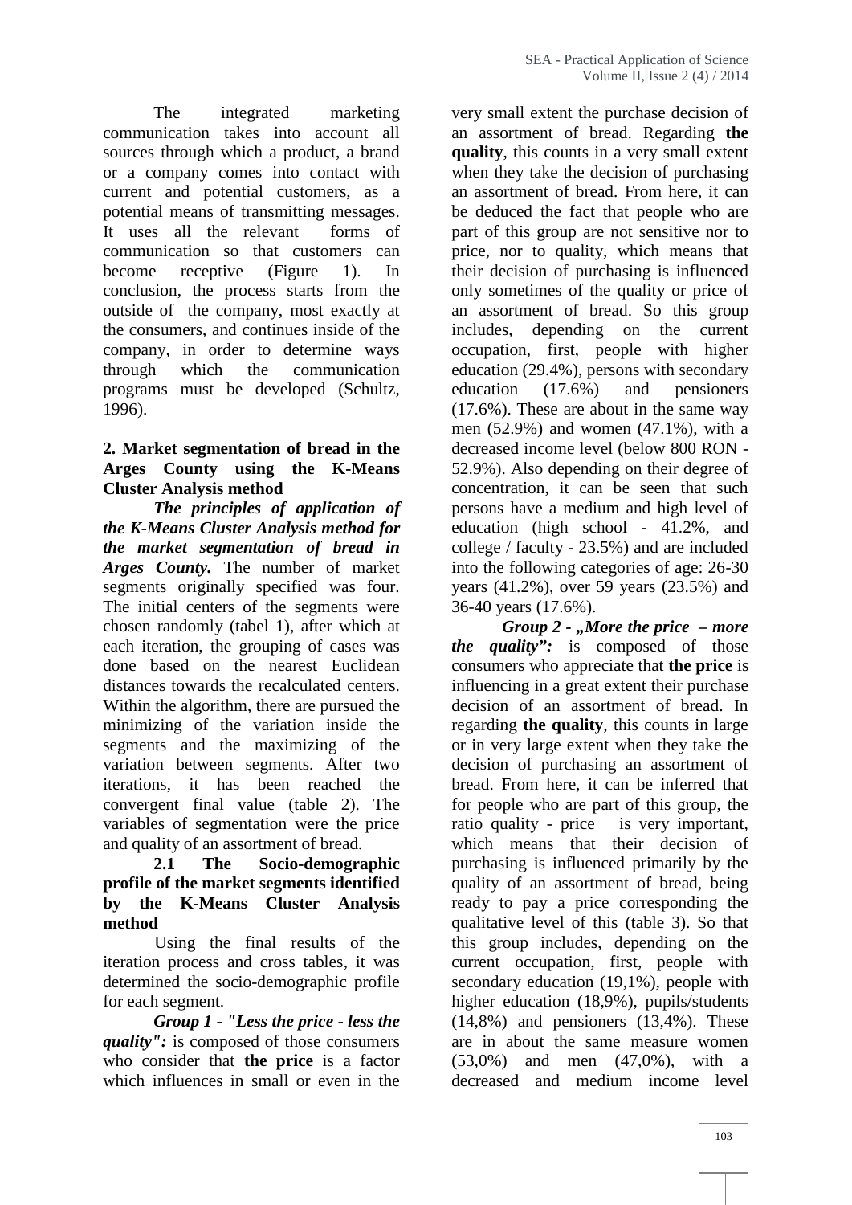The integrated marketing communication takes into account all sources through which a product, a brand or a company comes into contact with current and potential customers, as a potential means of transmitting messages. It uses all the relevant forms of communication so that customers can become receptive (Figure 1). In conclusion, the process starts from the outside of the company, most exactly at the consumers, and continues inside of the company, in order to determine ways through which the communication programs must be developed (Schultz, 1996).

## 2. Market segmentation of bread in the Arges County using the K-Means Cluster Analysis method

***The principles of application of the K-Means Cluster Analysis method for the market segmentation of bread in Arges County.*** The number of market segments originally specified was four. The initial centers of the segments were chosen randomly (tabel 1), after which at each iteration, the grouping of cases was done based on the nearest Euclidean distances towards the recalculated centers. Within the algorithm, there are pursued the minimizing of the variation inside the segments and the maximizing of the variation between segments. After two iterations, it has been reached the convergent final value (table 2). The variables of segmentation were the price and quality of an assortment of bread.

### 2.1 The Socio-demographic profile of the market segments identified by the K-Means Cluster Analysis method

Using the final results of the iteration process and cross tables, it was determined the socio-demographic profile for each segment.

***Group 1 - "Less the price - less the quality":*** is composed of those consumers who consider that **the price** is a factor which influences in small or even in the very small extent the purchase decision of an assortment of bread. Regarding **the quality**, this counts in a very small extent when they take the decision of purchasing an assortment of bread. From here, it can be deduced the fact that people who are part of this group are not sensitive nor to price, nor to quality, which means that their decision of purchasing is influenced only sometimes of the quality or price of an assortment of bread. So this group includes, depending on the current occupation, first, people with higher education (29.4%), persons with secondary education (17.6%) and pensioners (17.6%). These are about in the same way men (52.9%) and women (47.1%), with a decreased income level (below 800 RON - 52.9%). Also depending on their degree of concentration, it can be seen that such persons have a medium and high level of education (high school - 41.2%, and college / faculty - 23.5%) and are included into the following categories of age: 26-30 years (41.2%), over 59 years (23.5%) and 36-40 years (17.6%).

***Group 2 - „More the price – more the quality":*** is composed of those consumers who appreciate that **the price** is influencing in a great extent their purchase decision of an assortment of bread. In regarding **the quality**, this counts in large or in very large extent when they take the decision of purchasing an assortment of bread. From here, it can be inferred that for people who are part of this group, the ratio quality - price is very important, which means that their decision of purchasing is influenced primarily by the quality of an assortment of bread, being ready to pay a price corresponding the qualitative level of this (table 3). So that this group includes, depending on the current occupation, first, people with secondary education (19,1%), people with higher education (18,9%), pupils/students (14,8%) and pensioners (13,4%). These are in about the same measure women (53,0%) and men (47,0%), with a decreased and medium income level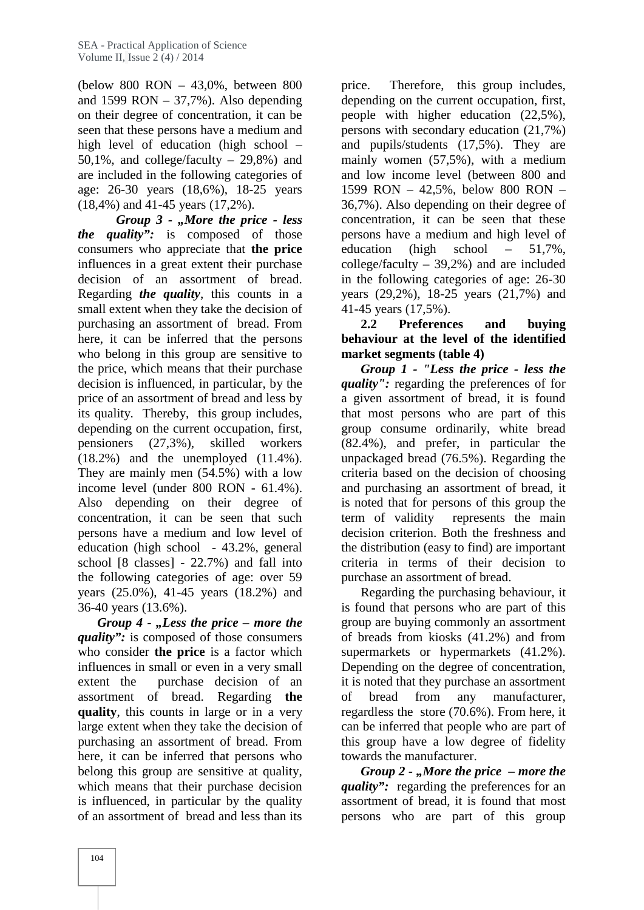(below 800 RON – 43,0%, between 800 and 1599 RON – 37,7%). Also depending on their degree of concentration, it can be seen that these persons have a medium and high level of education (high school – 50,1%, and college/faculty – 29,8%) and are included in the following categories of age: 26-30 years (18,6%), 18-25 years (18,4%) and 41-45 years (17,2%).

***Group 3 - „More the price - less the quality":*** is composed of those consumers who appreciate that **the price** influences in a great extent their purchase decision of an assortment of bread. Regarding ***the quality***, this counts in a small extent when they take the decision of purchasing an assortment of bread. From here, it can be inferred that the persons who belong in this group are sensitive to the price, which means that their purchase decision is influenced, in particular, by the price of an assortment of bread and less by its quality. Thereby, this group includes, depending on the current occupation, first, pensioners (27,3%), skilled workers (18.2%) and the unemployed (11.4%). They are mainly men (54.5%) with a low income level (under 800 RON - 61.4%). Also depending on their degree of concentration, it can be seen that such persons have a medium and low level of education (high school - 43.2%, general school [8 classes] - 22.7%) and fall into the following categories of age: over 59 years (25.0%), 41-45 years (18.2%) and 36-40 years (13.6%).

***Group 4 - „Less the price – more the quality":*** is composed of those consumers who consider **the price** is a factor which influences in small or even in a very small extent the purchase decision of an assortment of bread. Regarding **the quality**, this counts in large or in a very large extent when they take the decision of purchasing an assortment of bread. From here, it can be inferred that persons who belong this group are sensitive at quality, which means that their purchase decision is influenced, in particular by the quality of an assortment of bread and less than its price. Therefore, this group includes, depending on the current occupation, first, people with higher education (22,5%), persons with secondary education (21,7%) and pupils/students (17,5%). They are mainly women (57,5%), with a medium and low income level (between 800 and 1599 RON – 42,5%, below 800 RON – 36,7%). Also depending on their degree of concentration, it can be seen that these persons have a medium and high level of education (high school – 51,7%, college/faculty – 39,2%) and are included in the following categories of age: 26-30 years (29,2%), 18-25 years (21,7%) and 41-45 years (17,5%).

**2.2 Preferences and buying behaviour at the level of the identified market segments (table 4)**

***Group 1 - "Less the price - less the quality":*** regarding the preferences of for a given assortment of bread, it is found that most persons who are part of this group consume ordinarily, white bread (82.4%), and prefer, in particular the unpackaged bread (76.5%). Regarding the criteria based on the decision of choosing and purchasing an assortment of bread, it is noted that for persons of this group the term of validity represents the main decision criterion. Both the freshness and the distribution (easy to find) are important criteria in terms of their decision to purchase an assortment of bread.

Regarding the purchasing behaviour, it is found that persons who are part of this group are buying commonly an assortment of breads from kiosks (41.2%) and from supermarkets or hypermarkets (41.2%). Depending on the degree of concentration, it is noted that they purchase an assortment of bread from any manufacturer, regardless the store (70.6%). From here, it can be inferred that people who are part of this group have a low degree of fidelity towards the manufacturer.

***Group 2 - „More the price – more the quality":*** regarding the preferences for an assortment of bread, it is found that most persons who are part of this group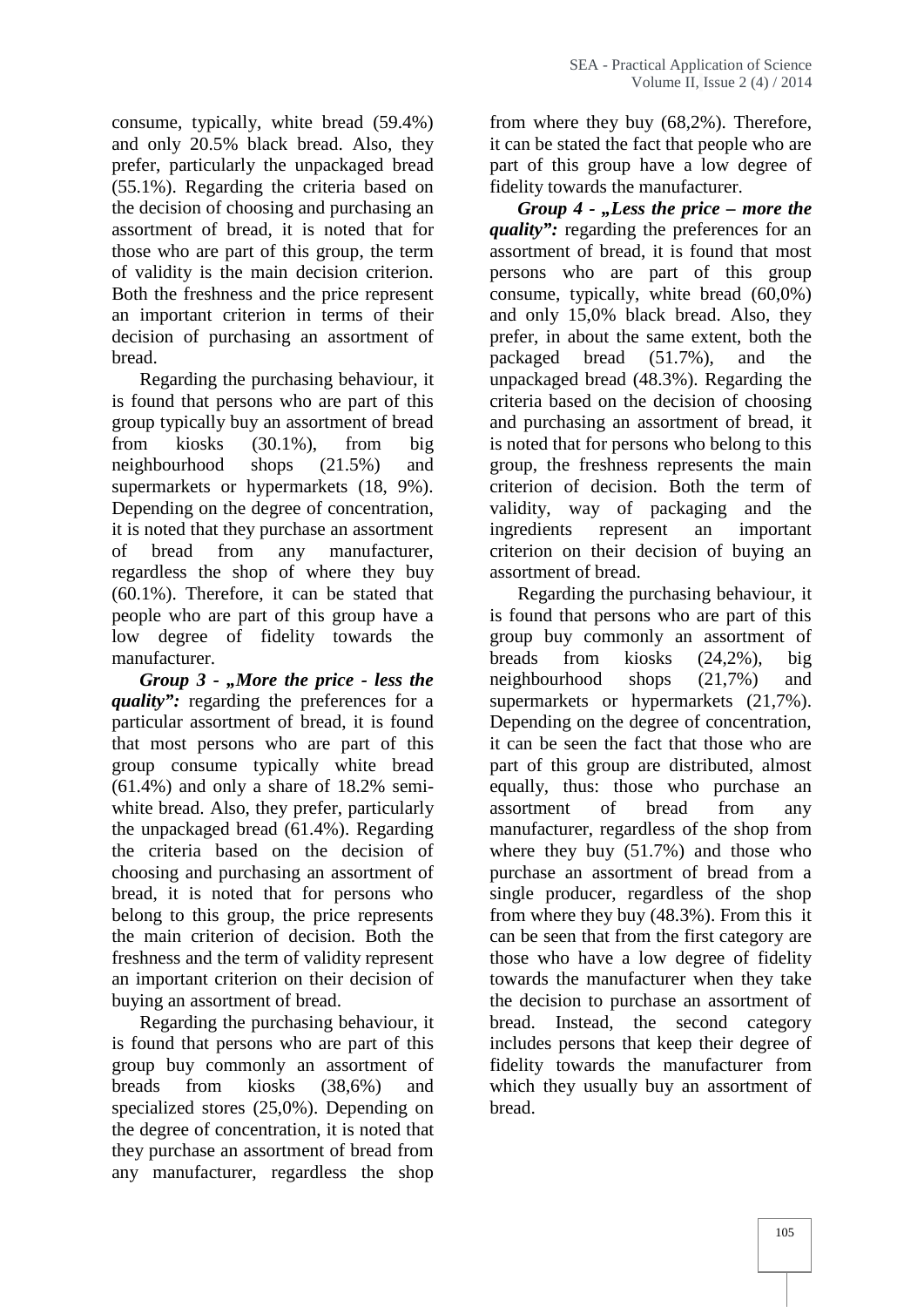consume, typically, white bread (59.4%) and only 20.5% black bread. Also, they prefer, particularly the unpackaged bread (55.1%). Regarding the criteria based on the decision of choosing and purchasing an assortment of bread, it is noted that for those who are part of this group, the term of validity is the main decision criterion. Both the freshness and the price represent an important criterion in terms of their decision of purchasing an assortment of bread.

Regarding the purchasing behaviour, it is found that persons who are part of this group typically buy an assortment of bread from kiosks (30.1%), from big neighbourhood shops (21.5%) and supermarkets or hypermarkets (18, 9%). Depending on the degree of concentration, it is noted that they purchase an assortment of bread from any manufacturer, regardless the shop of where they buy (60.1%). Therefore, it can be stated that people who are part of this group have a low degree of fidelity towards the manufacturer.

***Group 3 - „More the price - less the quality":*** regarding the preferences for a particular assortment of bread, it is found that most persons who are part of this group consume typically white bread (61.4%) and only a share of 18.2% semi-white bread. Also, they prefer, particularly the unpackaged bread (61.4%). Regarding the criteria based on the decision of choosing and purchasing an assortment of bread, it is noted that for persons who belong to this group, the price represents the main criterion of decision. Both the freshness and the term of validity represent an important criterion on their decision of buying an assortment of bread.

Regarding the purchasing behaviour, it is found that persons who are part of this group buy commonly an assortment of breads from kiosks (38,6%) and specialized stores (25,0%). Depending on the degree of concentration, it is noted that they purchase an assortment of bread from any manufacturer, regardless the shop from where they buy (68,2%). Therefore, it can be stated the fact that people who are part of this group have a low degree of fidelity towards the manufacturer.

***Group 4 - „Less the price – more the quality":*** regarding the preferences for an assortment of bread, it is found that most persons who are part of this group consume, typically, white bread (60,0%) and only 15,0% black bread. Also, they prefer, in about the same extent, both the packaged bread (51.7%), and the unpackaged bread (48.3%). Regarding the criteria based on the decision of choosing and purchasing an assortment of bread, it is noted that for persons who belong to this group, the freshness represents the main criterion of decision. Both the term of validity, way of packaging and the ingredients represent an important criterion on their decision of buying an assortment of bread.

Regarding the purchasing behaviour, it is found that persons who are part of this group buy commonly an assortment of breads from kiosks (24,2%), big neighbourhood shops (21,7%) and supermarkets or hypermarkets (21,7%). Depending on the degree of concentration, it can be seen the fact that those who are part of this group are distributed, almost equally, thus: those who purchase an assortment of bread from any manufacturer, regardless of the shop from where they buy (51.7%) and those who purchase an assortment of bread from a single producer, regardless of the shop from where they buy (48.3%). From this it can be seen that from the first category are those who have a low degree of fidelity towards the manufacturer when they take the decision to purchase an assortment of bread. Instead, the second category includes persons that keep their degree of fidelity towards the manufacturer from which they usually buy an assortment of bread.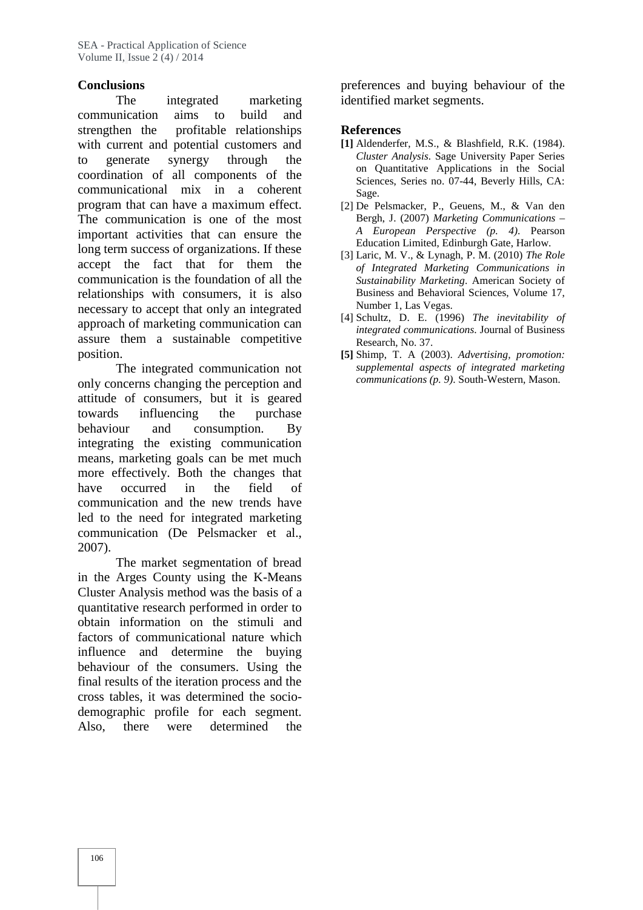## Conclusions

The integrated marketing communication aims to build and strengthen the profitable relationships with current and potential customers and to generate synergy through the coordination of all components of the communicational mix in a coherent program that can have a maximum effect. The communication is one of the most important activities that can ensure the long term success of organizations. If these accept the fact that for them the communication is the foundation of all the relationships with consumers, it is also necessary to accept that only an integrated approach of marketing communication can assure them a sustainable competitive position.

The integrated communication not only concerns changing the perception and attitude of consumers, but it is geared towards influencing the purchase behaviour and consumption. By integrating the existing communication means, marketing goals can be met much more effectively. Both the changes that have occurred in the field of communication and the new trends have led to the need for integrated marketing communication (De Pelsmacker et al., 2007).

The market segmentation of bread in the Arges County using the K-Means Cluster Analysis method was the basis of a quantitative research performed in order to obtain information on the stimuli and factors of communicational nature which influence and determine the buying behaviour of the consumers. Using the final results of the iteration process and the cross tables, it was determined the socio-demographic profile for each segment. Also, there were determined the preferences and buying behaviour of the identified market segments.

## References

**[1]** Aldenderfer, M.S., & Blashfield, R.K. (1984). *Cluster Analysis*. Sage University Paper Series on Quantitative Applications in the Social Sciences, Series no. 07-44, Beverly Hills, CA: Sage.

[2] De Pelsmacker, P., Geuens, M., & Van den Bergh, J. (2007) *Marketing Communications – A European Perspective (p. 4)*. Pearson Education Limited, Edinburgh Gate, Harlow.

[3] Laric, M. V., & Lynagh, P. M. (2010) *The Role of Integrated Marketing Communications in Sustainability Marketing*. American Society of Business and Behavioral Sciences, Volume 17, Number 1, Las Vegas.

[4] Schultz, D. E. (1996) *The inevitability of integrated communications*. Journal of Business Research, No. 37.

**[5]** Shimp, T. A (2003). *Advertising, promotion: supplemental aspects of integrated marketing communications (p. 9)*. South-Western, Mason.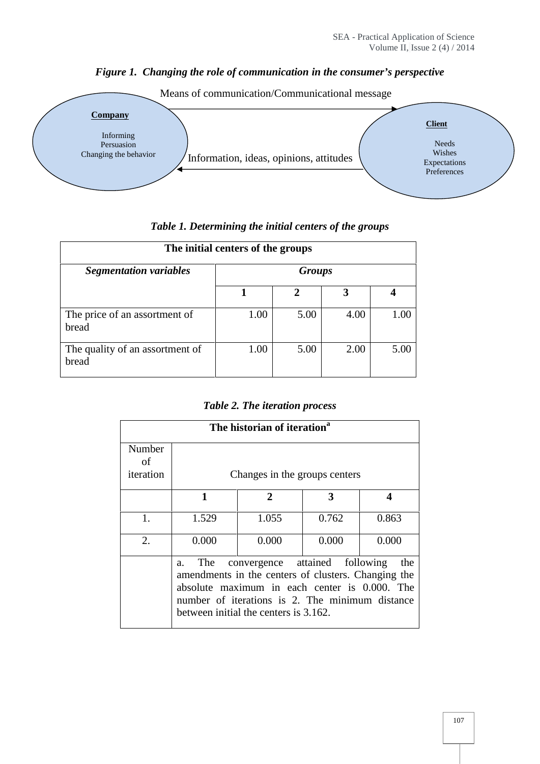*Figure 1. Changing the role of communication in the consumer's perspective*

Means of communication/Communicational message

**Company**

Informing
Persuasion
Changing the behavior

Information, ideas, opinions, attitudes

**Client**

Needs
Wishes
Expectations
Preferences

*Table 1. Determining the initial centers of the groups*

| The initial centers of the groups | | | | |
|---|---|---|---|---|
| ***Segmentation variables*** | ***Groups*** | | | |
| | **1** | **2** | **3** | **4** |
| The price of an assortment of bread | 1.00 | 5.00 | 4.00 | 1.00 |
| The quality of an assortment of bread | 1.00 | 5.00 | 2.00 | 5.00 |

*Table 2. The iteration process*

| The historian of iteration[a] | | | | |
|---|---|---|---|---|
| Number of iteration | Changes in the groups centers | | | |
| | **1** | **2** | **3** | **4** |
| 1. | 1.529 | 1.055 | 0.762 | 0.863 |
| 2. | 0.000 | 0.000 | 0.000 | 0.000 |
| | a. The convergence attained following the amendments in the centers of clusters. Changing the absolute maximum in each center is 0.000. The number of iterations is 2. The minimum distance between initial the centers is 3.162. | | | |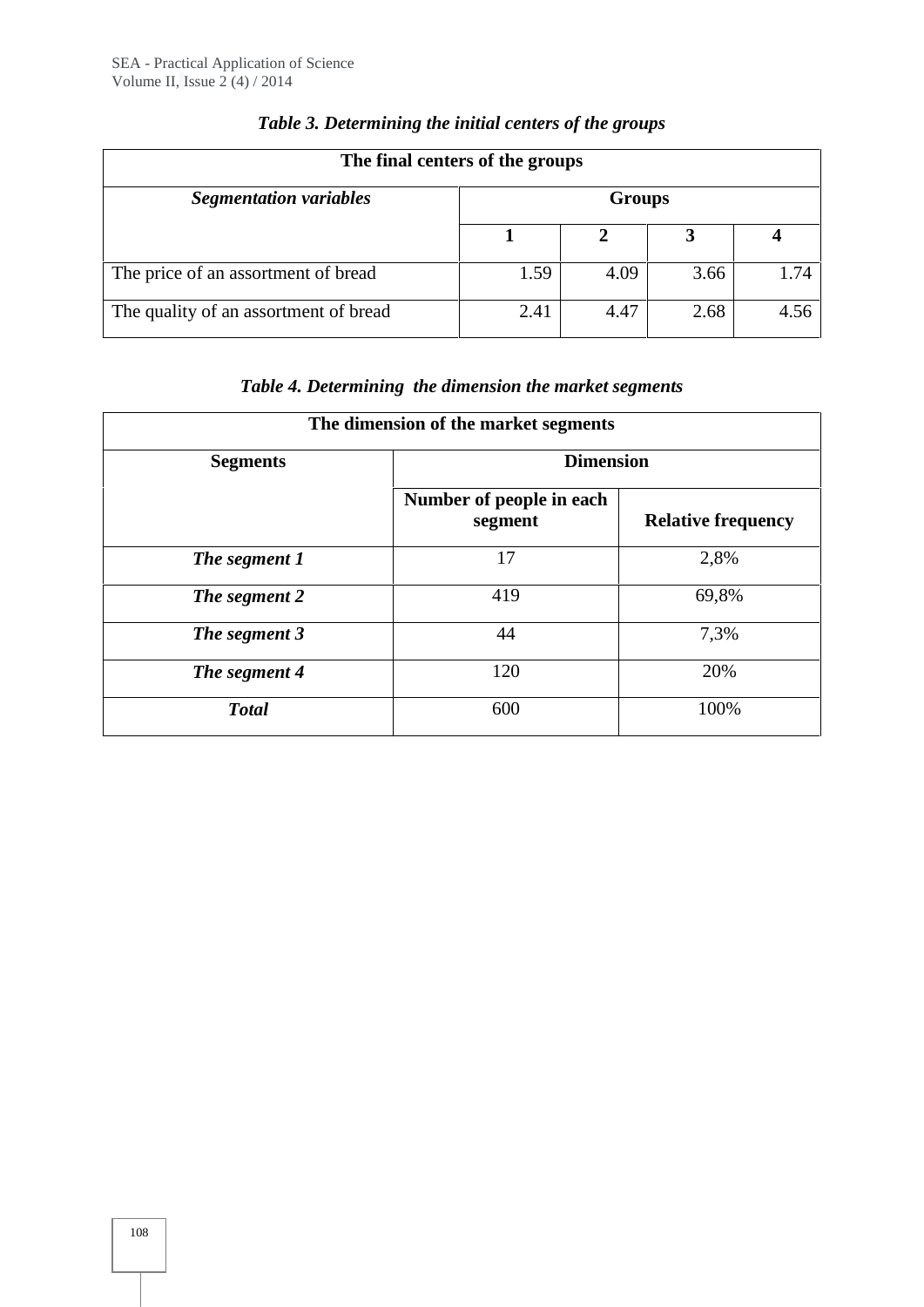*Table 3. Determining the initial centers of the groups*

| The final centers of the groups | | | | |
|---|---|---|---|---|
| ***Segmentation variables*** | **Groups** | | | |
| | **1** | **2** | **3** | **4** |
| The price of an assortment of bread | 1.59 | 4.09 | 3.66 | 1.74 |
| The quality of an assortment of bread | 2.41 | 4.47 | 2.68 | 4.56 |

*Table 4. Determining the dimension the market segments*

| The dimension of the market segments | | |
|---|---|---|
| **Segments** | **Dimension** | |
| | **Number of people in each segment** | **Relative frequency** |
| ***The segment 1*** | 17 | 2,8% |
| ***The segment 2*** | 419 | 69,8% |
| ***The segment 3*** | 44 | 7,3% |
| ***The segment 4*** | 120 | 20% |
| ***Total*** | 600 | 100% |